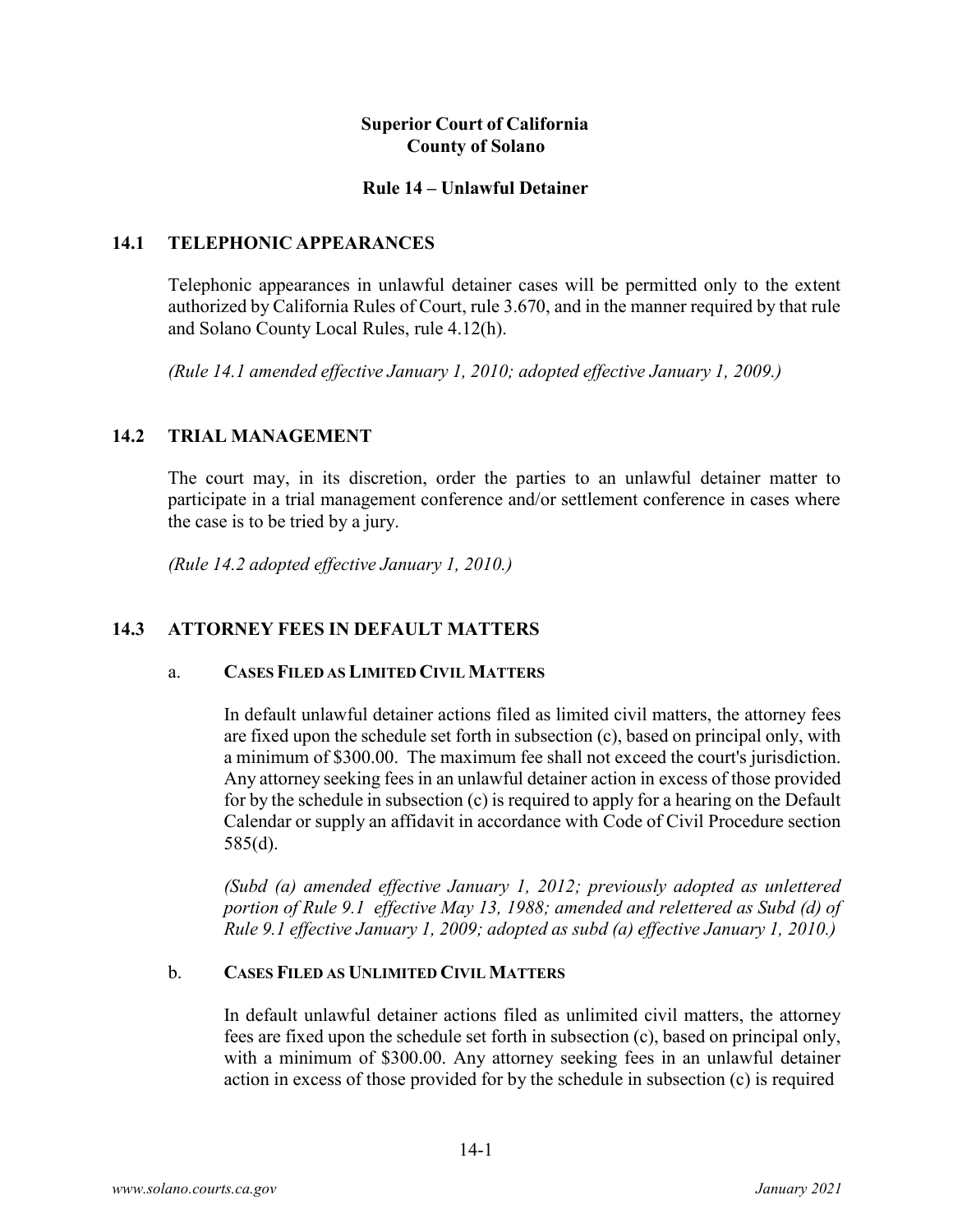**Superior Court of California**
**County of Solano**

# Rule 14 – Unlawful Detainer

## 14.1 TELEPHONIC APPEARANCES

Telephonic appearances in unlawful detainer cases will be permitted only to the extent authorized by California Rules of Court, rule 3.670, and in the manner required by that rule and Solano County Local Rules, rule 4.12(h).

*(Rule 14.1 amended effective January 1, 2010; adopted effective January 1, 2009.)*

## 14.2 TRIAL MANAGEMENT

The court may, in its discretion, order the parties to an unlawful detainer matter to participate in a trial management conference and/or settlement conference in cases where the case is to be tried by a jury.

*(Rule 14.2 adopted effective January 1, 2010.)*

## 14.3 ATTORNEY FEES IN DEFAULT MATTERS

### a. CASES FILED AS LIMITED CIVIL MATTERS

In default unlawful detainer actions filed as limited civil matters, the attorney fees are fixed upon the schedule set forth in subsection (c), based on principal only, with a minimum of $300.00. The maximum fee shall not exceed the court's jurisdiction. Any attorney seeking fees in an unlawful detainer action in excess of those provided for by the schedule in subsection (c) is required to apply for a hearing on the Default Calendar or supply an affidavit in accordance with Code of Civil Procedure section 585(d).

*(Subd (a) amended effective January 1, 2012; previously adopted as unlettered portion of Rule 9.1 effective May 13, 1988; amended and relettered as Subd (d) of Rule 9.1 effective January 1, 2009; adopted as subd (a) effective January 1, 2010.)*

### b. CASES FILED AS UNLIMITED CIVIL MATTERS

In default unlawful detainer actions filed as unlimited civil matters, the attorney fees are fixed upon the schedule set forth in subsection (c), based on principal only, with a minimum of $300.00. Any attorney seeking fees in an unlawful detainer action in excess of those provided for by the schedule in subsection (c) is required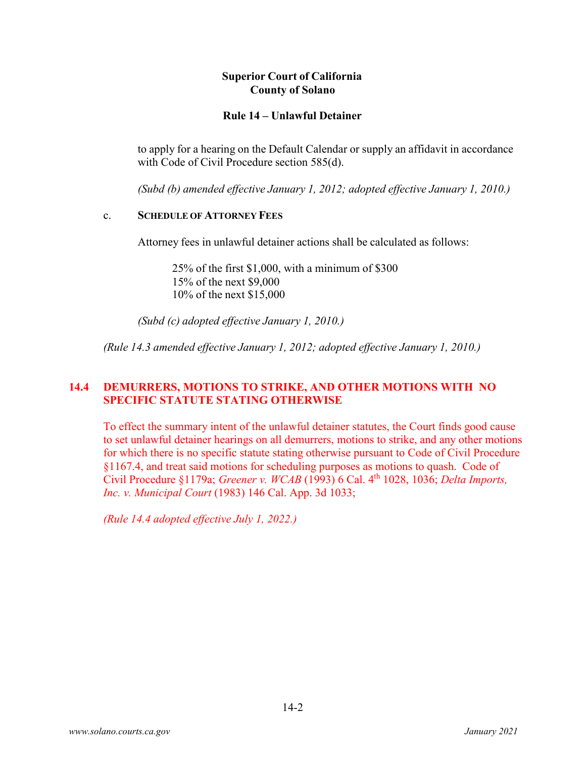to apply for a hearing on the Default Calendar or supply an affidavit in accordance with Code of Civil Procedure section 585(d).

*(Subd (b) amended effective January 1, 2012; adopted effective January 1, 2010.)*

c. **SCHEDULE OF ATTORNEY FEES**

Attorney fees in unlawful detainer actions shall be calculated as follows:

25% of the first $1,000, with a minimum of $300
15% of the next $9,000
10% of the next $15,000

*(Subd (c) adopted effective January 1, 2010.)*

*(Rule 14.3 amended effective January 1, 2012; adopted effective January 1, 2010.)*

## 14.4 DEMURRERS, MOTIONS TO STRIKE, AND OTHER MOTIONS WITH NO SPECIFIC STATUTE STATING OTHERWISE

To effect the summary intent of the unlawful detainer statutes, the Court finds good cause to set unlawful detainer hearings on all demurrers, motions to strike, and any other motions for which there is no specific statute stating otherwise pursuant to Code of Civil Procedure §1167.4, and treat said motions for scheduling purposes as motions to quash. Code of Civil Procedure §1179a; *Greener v. WCAB* (1993) 6 Cal. 4th 1028, 1036; *Delta Imports, Inc. v. Municipal Court* (1983) 146 Cal. App. 3d 1033;

*(Rule 14.4 adopted effective July 1, 2022.)*